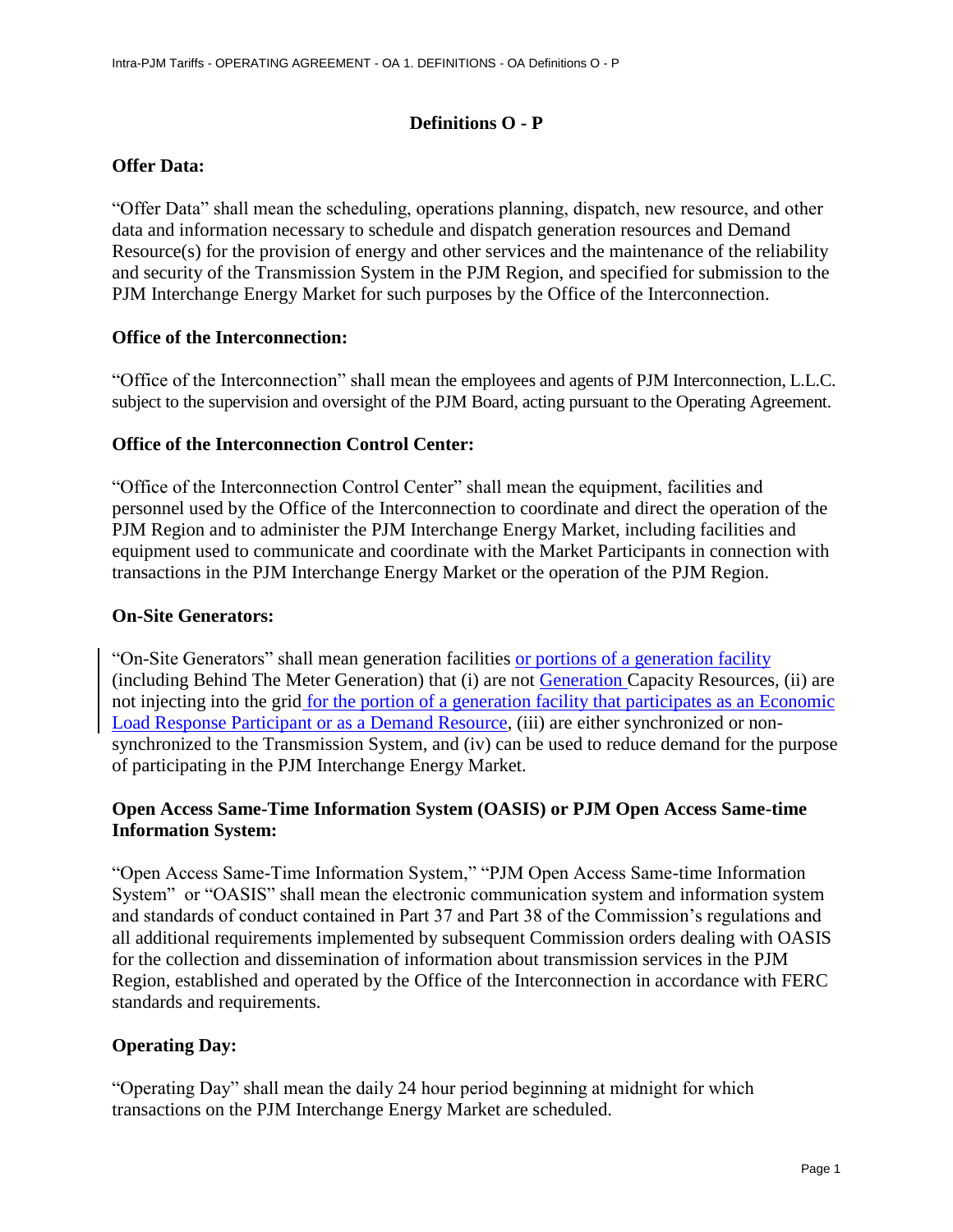## Definitions O - P

**Offer Data:**

"Offer Data" shall mean the scheduling, operations planning, dispatch, new resource, and other data and information necessary to schedule and dispatch generation resources and Demand Resource(s) for the provision of energy and other services and the maintenance of the reliability and security of the Transmission System in the PJM Region, and specified for submission to the PJM Interchange Energy Market for such purposes by the Office of the Interconnection.

**Office of the Interconnection:**

"Office of the Interconnection" shall mean the employees and agents of PJM Interconnection, L.L.C. subject to the supervision and oversight of the PJM Board, acting pursuant to the Operating Agreement.

**Office of the Interconnection Control Center:**

"Office of the Interconnection Control Center" shall mean the equipment, facilities and personnel used by the Office of the Interconnection to coordinate and direct the operation of the PJM Region and to administer the PJM Interchange Energy Market, including facilities and equipment used to communicate and coordinate with the Market Participants in connection with transactions in the PJM Interchange Energy Market or the operation of the PJM Region.

**On-Site Generators:**

"On-Site Generators" shall mean generation facilities or portions of a generation facility (including Behind The Meter Generation) that (i) are not Generation Capacity Resources, (ii) are not injecting into the grid for the portion of a generation facility that participates as an Economic Load Response Participant or as a Demand Resource, (iii) are either synchronized or non-synchronized to the Transmission System, and (iv) can be used to reduce demand for the purpose of participating in the PJM Interchange Energy Market.

**Open Access Same-Time Information System (OASIS) or PJM Open Access Same-time Information System:**

"Open Access Same-Time Information System," "PJM Open Access Same-time Information System" or "OASIS" shall mean the electronic communication system and information system and standards of conduct contained in Part 37 and Part 38 of the Commission's regulations and all additional requirements implemented by subsequent Commission orders dealing with OASIS for the collection and dissemination of information about transmission services in the PJM Region, established and operated by the Office of the Interconnection in accordance with FERC standards and requirements.

**Operating Day:**

"Operating Day" shall mean the daily 24 hour period beginning at midnight for which transactions on the PJM Interchange Energy Market are scheduled.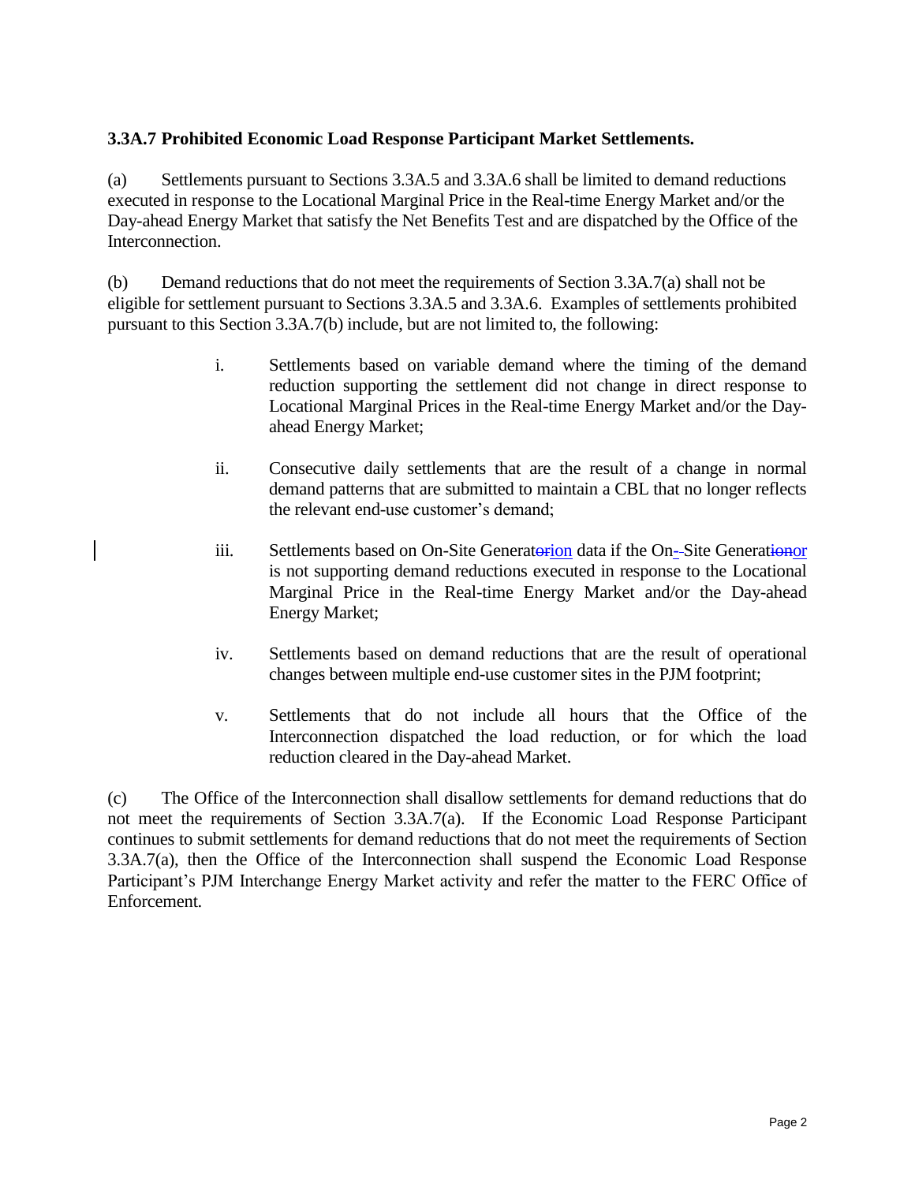### 3.3A.7 Prohibited Economic Load Response Participant Market Settlements.

(a) Settlements pursuant to Sections 3.3A.5 and 3.3A.6 shall be limited to demand reductions executed in response to the Locational Marginal Price in the Real-time Energy Market and/or the Day-ahead Energy Market that satisfy the Net Benefits Test and are dispatched by the Office of the Interconnection.

(b) Demand reductions that do not meet the requirements of Section 3.3A.7(a) shall not be eligible for settlement pursuant to Sections 3.3A.5 and 3.3A.6. Examples of settlements prohibited pursuant to this Section 3.3A.7(b) include, but are not limited to, the following:

i. Settlements based on variable demand where the timing of the demand reduction supporting the settlement did not change in direct response to Locational Marginal Prices in the Real-time Energy Market and/or the Day-ahead Energy Market;

ii. Consecutive daily settlements that are the result of a change in normal demand patterns that are submitted to maintain a CBL that no longer reflects the relevant end-use customer's demand;

iii. Settlements based on On-Site Generat~~or~~ion data if the On-Site Generat~~ion~~or is not supporting demand reductions executed in response to the Locational Marginal Price in the Real-time Energy Market and/or the Day-ahead Energy Market;

iv. Settlements based on demand reductions that are the result of operational changes between multiple end-use customer sites in the PJM footprint;

v. Settlements that do not include all hours that the Office of the Interconnection dispatched the load reduction, or for which the load reduction cleared in the Day-ahead Market.

(c) The Office of the Interconnection shall disallow settlements for demand reductions that do not meet the requirements of Section 3.3A.7(a). If the Economic Load Response Participant continues to submit settlements for demand reductions that do not meet the requirements of Section 3.3A.7(a), then the Office of the Interconnection shall suspend the Economic Load Response Participant's PJM Interchange Energy Market activity and refer the matter to the FERC Office of Enforcement.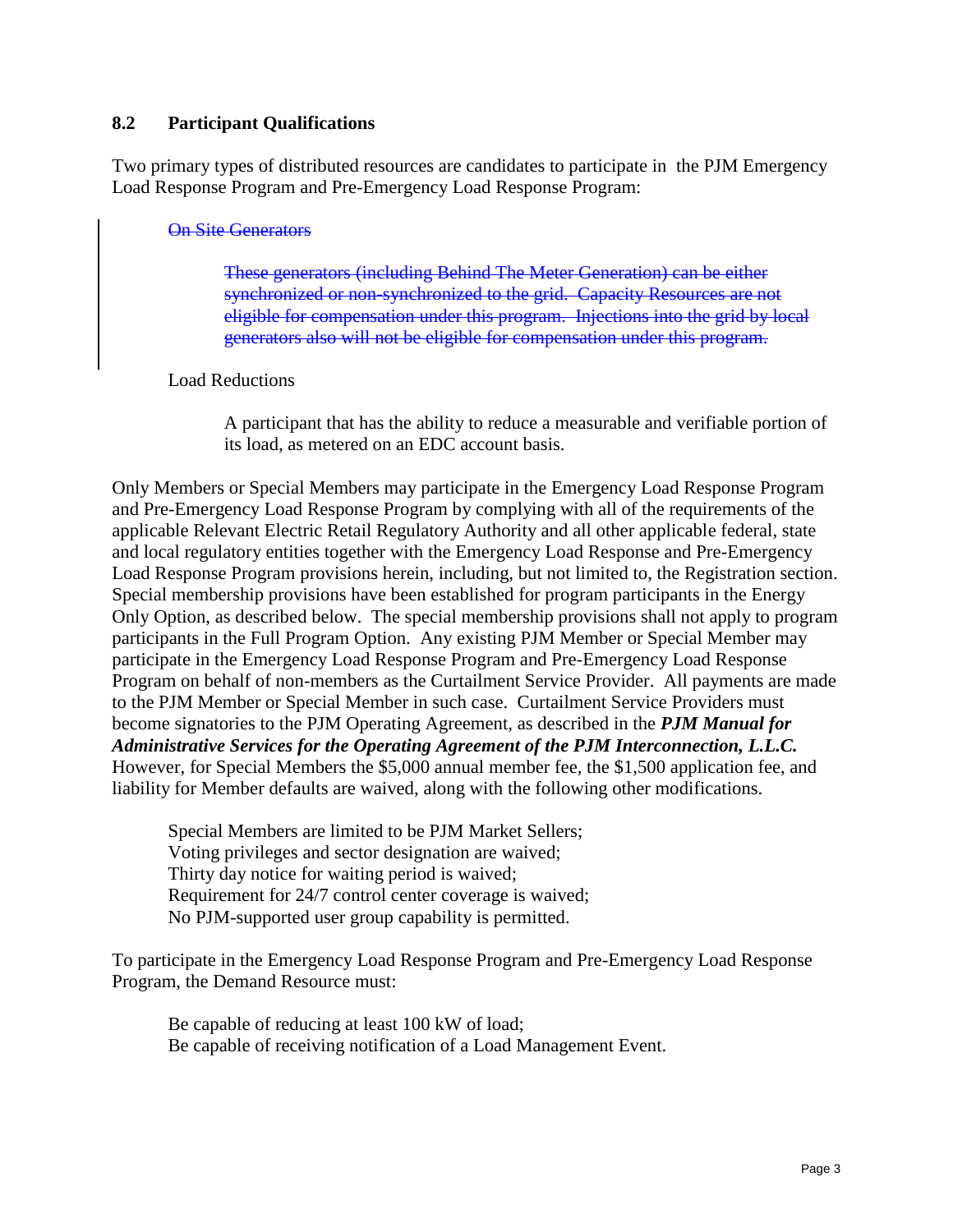### 8.2 Participant Qualifications

Two primary types of distributed resources are candidates to participate in the PJM Emergency Load Response Program and Pre-Emergency Load Response Program:

~~On Site Generators~~

> ~~These generators (including Behind The Meter Generation) can be either synchronized or non-synchronized to the grid. Capacity Resources are not eligible for compensation under this program. Injections into the grid by local generators also will not be eligible for compensation under this program.~~

Load Reductions

> A participant that has the ability to reduce a measurable and verifiable portion of its load, as metered on an EDC account basis.

Only Members or Special Members may participate in the Emergency Load Response Program and Pre-Emergency Load Response Program by complying with all of the requirements of the applicable Relevant Electric Retail Regulatory Authority and all other applicable federal, state and local regulatory entities together with the Emergency Load Response and Pre-Emergency Load Response Program provisions herein, including, but not limited to, the Registration section. Special membership provisions have been established for program participants in the Energy Only Option, as described below. The special membership provisions shall not apply to program participants in the Full Program Option. Any existing PJM Member or Special Member may participate in the Emergency Load Response Program and Pre-Emergency Load Response Program on behalf of non-members as the Curtailment Service Provider. All payments are made to the PJM Member or Special Member in such case. Curtailment Service Providers must become signatories to the PJM Operating Agreement, as described in the ***PJM Manual for Administrative Services for the Operating Agreement of the PJM Interconnection, L.L.C.*** However, for Special Members the $5,000 annual member fee, the $1,500 application fee, and liability for Member defaults are waived, along with the following other modifications.

Special Members are limited to be PJM Market Sellers;
Voting privileges and sector designation are waived;
Thirty day notice for waiting period is waived;
Requirement for 24/7 control center coverage is waived;
No PJM-supported user group capability is permitted.

To participate in the Emergency Load Response Program and Pre-Emergency Load Response Program, the Demand Resource must:

Be capable of reducing at least 100 kW of load;
Be capable of receiving notification of a Load Management Event.